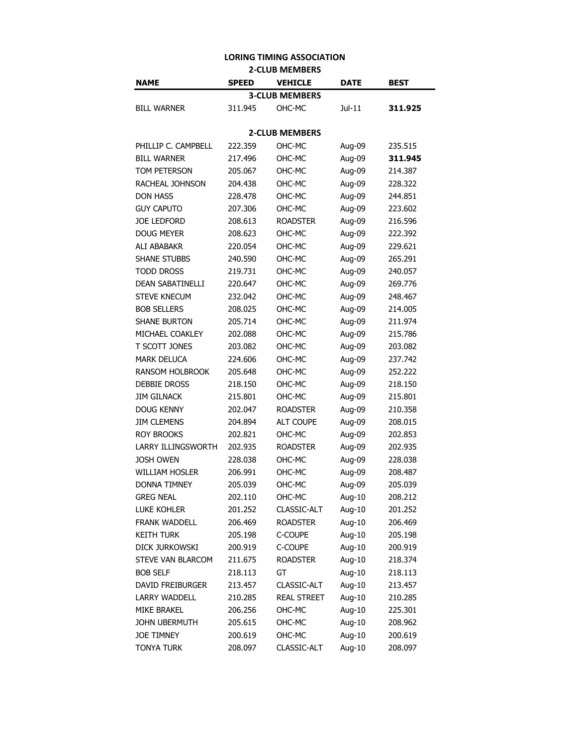# LORING TIMING ASSOCIATION

## 2-CLUB MEMBERS

| NAME | SPEED | VEHICLE | DATE | BEST |
|---|---|---|---|---|
| | | **3-CLUB MEMBERS** | | |
| BILL WARNER | 311.945 | OHC-MC | Jul-11 | **311.925** |
| | | **2-CLUB MEMBERS** | | |
| PHILLIP C. CAMPBELL | 222.359 | OHC-MC | Aug-09 | 235.515 |
| BILL WARNER | 217.496 | OHC-MC | Aug-09 | **311.945** |
| TOM PETERSON | 205.067 | OHC-MC | Aug-09 | 214.387 |
| RACHEAL JOHNSON | 204.438 | OHC-MC | Aug-09 | 228.322 |
| DON HASS | 228.478 | OHC-MC | Aug-09 | 244.851 |
| GUY CAPUTO | 207.306 | OHC-MC | Aug-09 | 223.602 |
| JOE LEDFORD | 208.613 | ROADSTER | Aug-09 | 216.596 |
| DOUG MEYER | 208.623 | OHC-MC | Aug-09 | 222.392 |
| ALI ABABAKR | 220.054 | OHC-MC | Aug-09 | 229.621 |
| SHANE STUBBS | 240.590 | OHC-MC | Aug-09 | 265.291 |
| TODD DROSS | 219.731 | OHC-MC | Aug-09 | 240.057 |
| DEAN SABATINELLI | 220.647 | OHC-MC | Aug-09 | 269.776 |
| STEVE KNECUM | 232.042 | OHC-MC | Aug-09 | 248.467 |
| BOB SELLERS | 208.025 | OHC-MC | Aug-09 | 214.005 |
| SHANE BURTON | 205.714 | OHC-MC | Aug-09 | 211.974 |
| MICHAEL COAKLEY | 202.088 | OHC-MC | Aug-09 | 215.786 |
| T SCOTT JONES | 203.082 | OHC-MC | Aug-09 | 203.082 |
| MARK DELUCA | 224.606 | OHC-MC | Aug-09 | 237.742 |
| RANSOM HOLBROOK | 205.648 | OHC-MC | Aug-09 | 252.222 |
| DEBBIE DROSS | 218.150 | OHC-MC | Aug-09 | 218.150 |
| JIM GILNACK | 215.801 | OHC-MC | Aug-09 | 215.801 |
| DOUG KENNY | 202.047 | ROADSTER | Aug-09 | 210.358 |
| JIM CLEMENS | 204.894 | ALT COUPE | Aug-09 | 208.015 |
| ROY BROOKS | 202.821 | OHC-MC | Aug-09 | 202.853 |
| LARRY ILLINGSWORTH | 202.935 | ROADSTER | Aug-09 | 202.935 |
| JOSH OWEN | 228.038 | OHC-MC | Aug-09 | 228.038 |
| WILLIAM HOSLER | 206.991 | OHC-MC | Aug-09 | 208.487 |
| DONNA TIMNEY | 205.039 | OHC-MC | Aug-09 | 205.039 |
| GREG NEAL | 202.110 | OHC-MC | Aug-10 | 208.212 |
| LUKE KOHLER | 201.252 | CLASSIC-ALT | Aug-10 | 201.252 |
| FRANK WADDELL | 206.469 | ROADSTER | Aug-10 | 206.469 |
| KEITH TURK | 205.198 | C-COUPE | Aug-10 | 205.198 |
| DICK JURKOWSKI | 200.919 | C-COUPE | Aug-10 | 200.919 |
| STEVE VAN BLARCOM | 211.675 | ROADSTER | Aug-10 | 218.374 |
| BOB SELF | 218.113 | GT | Aug-10 | 218.113 |
| DAVID FREIBURGER | 213.457 | CLASSIC-ALT | Aug-10 | 213.457 |
| LARRY WADDELL | 210.285 | REAL STREET | Aug-10 | 210.285 |
| MIKE BRAKEL | 206.256 | OHC-MC | Aug-10 | 225.301 |
| JOHN UBERMUTH | 205.615 | OHC-MC | Aug-10 | 208.962 |
| JOE TIMNEY | 200.619 | OHC-MC | Aug-10 | 200.619 |
| TONYA TURK | 208.097 | CLASSIC-ALT | Aug-10 | 208.097 |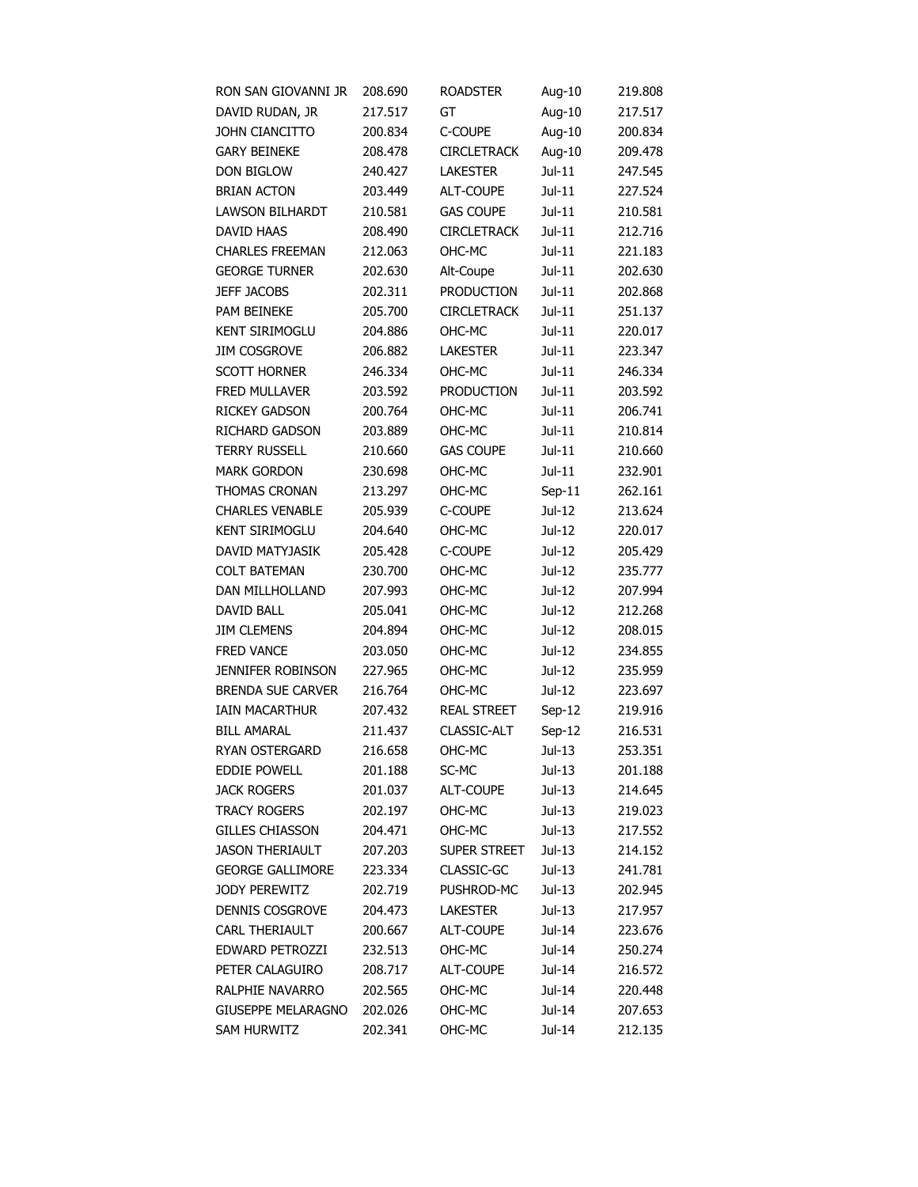| | | | | |
|---|---|---|---|---|
| RON SAN GIOVANNI JR | 208.690 | ROADSTER | Aug-10 | 219.808 |
| DAVID RUDAN, JR | 217.517 | GT | Aug-10 | 217.517 |
| JOHN CIANCITTO | 200.834 | C-COUPE | Aug-10 | 200.834 |
| GARY BEINEKE | 208.478 | CIRCLETRACK | Aug-10 | 209.478 |
| DON BIGLOW | 240.427 | LAKESTER | Jul-11 | 247.545 |
| BRIAN ACTON | 203.449 | ALT-COUPE | Jul-11 | 227.524 |
| LAWSON BILHARDT | 210.581 | GAS COUPE | Jul-11 | 210.581 |
| DAVID HAAS | 208.490 | CIRCLETRACK | Jul-11 | 212.716 |
| CHARLES FREEMAN | 212.063 | OHC-MC | Jul-11 | 221.183 |
| GEORGE TURNER | 202.630 | Alt-Coupe | Jul-11 | 202.630 |
| JEFF JACOBS | 202.311 | PRODUCTION | Jul-11 | 202.868 |
| PAM BEINEKE | 205.700 | CIRCLETRACK | Jul-11 | 251.137 |
| KENT SIRIMOGLU | 204.886 | OHC-MC | Jul-11 | 220.017 |
| JIM COSGROVE | 206.882 | LAKESTER | Jul-11 | 223.347 |
| SCOTT HORNER | 246.334 | OHC-MC | Jul-11 | 246.334 |
| FRED MULLAVER | 203.592 | PRODUCTION | Jul-11 | 203.592 |
| RICKEY GADSON | 200.764 | OHC-MC | Jul-11 | 206.741 |
| RICHARD GADSON | 203.889 | OHC-MC | Jul-11 | 210.814 |
| TERRY RUSSELL | 210.660 | GAS COUPE | Jul-11 | 210.660 |
| MARK GORDON | 230.698 | OHC-MC | Jul-11 | 232.901 |
| THOMAS CRONAN | 213.297 | OHC-MC | Sep-11 | 262.161 |
| CHARLES VENABLE | 205.939 | C-COUPE | Jul-12 | 213.624 |
| KENT SIRIMOGLU | 204.640 | OHC-MC | Jul-12 | 220.017 |
| DAVID MATYJASIK | 205.428 | C-COUPE | Jul-12 | 205.429 |
| COLT BATEMAN | 230.700 | OHC-MC | Jul-12 | 235.777 |
| DAN MILLHOLLAND | 207.993 | OHC-MC | Jul-12 | 207.994 |
| DAVID BALL | 205.041 | OHC-MC | Jul-12 | 212.268 |
| JIM CLEMENS | 204.894 | OHC-MC | Jul-12 | 208.015 |
| FRED VANCE | 203.050 | OHC-MC | Jul-12 | 234.855 |
| JENNIFER ROBINSON | 227.965 | OHC-MC | Jul-12 | 235.959 |
| BRENDA SUE CARVER | 216.764 | OHC-MC | Jul-12 | 223.697 |
| IAIN MACARTHUR | 207.432 | REAL STREET | Sep-12 | 219.916 |
| BILL AMARAL | 211.437 | CLASSIC-ALT | Sep-12 | 216.531 |
| RYAN OSTERGARD | 216.658 | OHC-MC | Jul-13 | 253.351 |
| EDDIE POWELL | 201.188 | SC-MC | Jul-13 | 201.188 |
| JACK ROGERS | 201.037 | ALT-COUPE | Jul-13 | 214.645 |
| TRACY ROGERS | 202.197 | OHC-MC | Jul-13 | 219.023 |
| GILLES CHIASSON | 204.471 | OHC-MC | Jul-13 | 217.552 |
| JASON THERIAULT | 207.203 | SUPER STREET | Jul-13 | 214.152 |
| GEORGE GALLIMORE | 223.334 | CLASSIC-GC | Jul-13 | 241.781 |
| JODY PEREWITZ | 202.719 | PUSHROD-MC | Jul-13 | 202.945 |
| DENNIS COSGROVE | 204.473 | LAKESTER | Jul-13 | 217.957 |
| CARL THERIAULT | 200.667 | ALT-COUPE | Jul-14 | 223.676 |
| EDWARD PETROZZI | 232.513 | OHC-MC | Jul-14 | 250.274 |
| PETER CALAGUIRO | 208.717 | ALT-COUPE | Jul-14 | 216.572 |
| RALPHIE NAVARRO | 202.565 | OHC-MC | Jul-14 | 220.448 |
| GIUSEPPE MELARAGNO | 202.026 | OHC-MC | Jul-14 | 207.653 |
| SAM HURWITZ | 202.341 | OHC-MC | Jul-14 | 212.135 |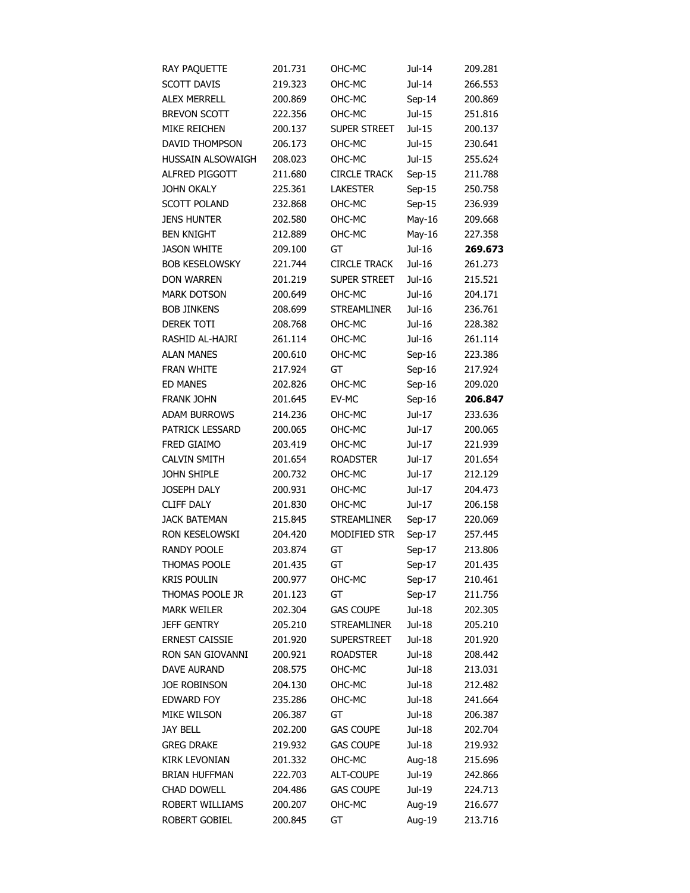| | | | | |
|---|---|---|---|---|
| RAY PAQUETTE | 201.731 | OHC-MC | Jul-14 | 209.281 |
| SCOTT DAVIS | 219.323 | OHC-MC | Jul-14 | 266.553 |
| ALEX MERRELL | 200.869 | OHC-MC | Sep-14 | 200.869 |
| BREVON SCOTT | 222.356 | OHC-MC | Jul-15 | 251.816 |
| MIKE REICHEN | 200.137 | SUPER STREET | Jul-15 | 200.137 |
| DAVID THOMPSON | 206.173 | OHC-MC | Jul-15 | 230.641 |
| HUSSAIN ALSOWAIGH | 208.023 | OHC-MC | Jul-15 | 255.624 |
| ALFRED PIGGOTT | 211.680 | CIRCLE TRACK | Sep-15 | 211.788 |
| JOHN OKALY | 225.361 | LAKESTER | Sep-15 | 250.758 |
| SCOTT POLAND | 232.868 | OHC-MC | Sep-15 | 236.939 |
| JENS HUNTER | 202.580 | OHC-MC | May-16 | 209.668 |
| BEN KNIGHT | 212.889 | OHC-MC | May-16 | 227.358 |
| JASON WHITE | 209.100 | GT | Jul-16 | **269.673** |
| BOB KESELOWSKY | 221.744 | CIRCLE TRACK | Jul-16 | 261.273 |
| DON WARREN | 201.219 | SUPER STREET | Jul-16 | 215.521 |
| MARK DOTSON | 200.649 | OHC-MC | Jul-16 | 204.171 |
| BOB JINKENS | 208.699 | STREAMLINER | Jul-16 | 236.761 |
| DEREK TOTI | 208.768 | OHC-MC | Jul-16 | 228.382 |
| RASHID AL-HAJRI | 261.114 | OHC-MC | Jul-16 | 261.114 |
| ALAN MANES | 200.610 | OHC-MC | Sep-16 | 223.386 |
| FRAN WHITE | 217.924 | GT | Sep-16 | 217.924 |
| ED MANES | 202.826 | OHC-MC | Sep-16 | 209.020 |
| FRANK JOHN | 201.645 | EV-MC | Sep-16 | **206.847** |
| ADAM BURROWS | 214.236 | OHC-MC | Jul-17 | 233.636 |
| PATRICK LESSARD | 200.065 | OHC-MC | Jul-17 | 200.065 |
| FRED GIAIMO | 203.419 | OHC-MC | Jul-17 | 221.939 |
| CALVIN SMITH | 201.654 | ROADSTER | Jul-17 | 201.654 |
| JOHN SHIPLE | 200.732 | OHC-MC | Jul-17 | 212.129 |
| JOSEPH DALY | 200.931 | OHC-MC | Jul-17 | 204.473 |
| CLIFF DALY | 201.830 | OHC-MC | Jul-17 | 206.158 |
| JACK BATEMAN | 215.845 | STREAMLINER | Sep-17 | 220.069 |
| RON KESELOWSKI | 204.420 | MODIFIED STR | Sep-17 | 257.445 |
| RANDY POOLE | 203.874 | GT | Sep-17 | 213.806 |
| THOMAS POOLE | 201.435 | GT | Sep-17 | 201.435 |
| KRIS POULIN | 200.977 | OHC-MC | Sep-17 | 210.461 |
| THOMAS POOLE JR | 201.123 | GT | Sep-17 | 211.756 |
| MARK WEILER | 202.304 | GAS COUPE | Jul-18 | 202.305 |
| JEFF GENTRY | 205.210 | STREAMLINER | Jul-18 | 205.210 |
| ERNEST CAISSIE | 201.920 | SUPERSTREET | Jul-18 | 201.920 |
| RON SAN GIOVANNI | 200.921 | ROADSTER | Jul-18 | 208.442 |
| DAVE AURAND | 208.575 | OHC-MC | Jul-18 | 213.031 |
| JOE ROBINSON | 204.130 | OHC-MC | Jul-18 | 212.482 |
| EDWARD FOY | 235.286 | OHC-MC | Jul-18 | 241.664 |
| MIKE WILSON | 206.387 | GT | Jul-18 | 206.387 |
| JAY BELL | 202.200 | GAS COUPE | Jul-18 | 202.704 |
| GREG DRAKE | 219.932 | GAS COUPE | Jul-18 | 219.932 |
| KIRK LEVONIAN | 201.332 | OHC-MC | Aug-18 | 215.696 |
| BRIAN HUFFMAN | 222.703 | ALT-COUPE | Jul-19 | 242.866 |
| CHAD DOWELL | 204.486 | GAS COUPE | Jul-19 | 224.713 |
| ROBERT WILLIAMS | 200.207 | OHC-MC | Aug-19 | 216.677 |
| ROBERT GOBIEL | 200.845 | GT | Aug-19 | 213.716 |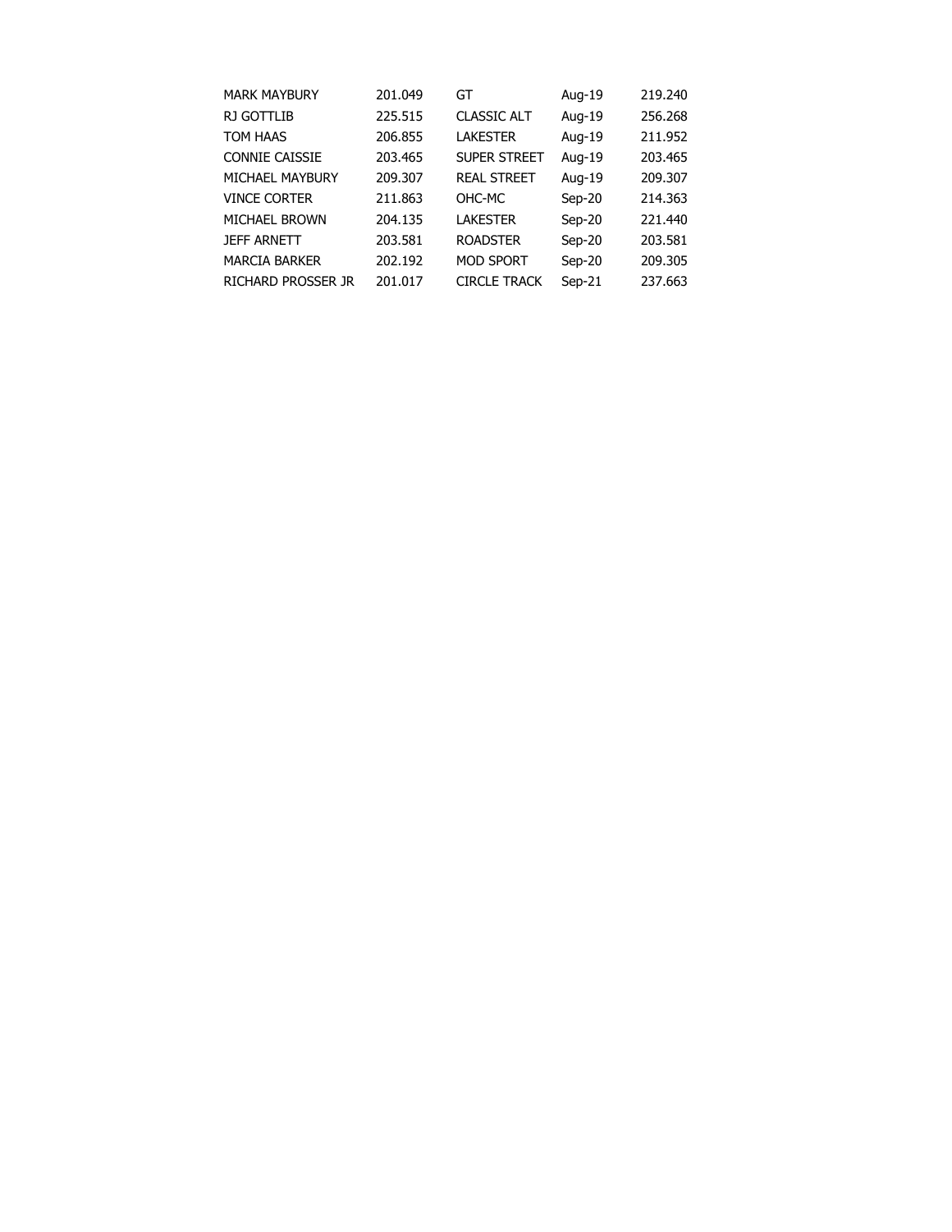| | | | | |
|---|---|---|---|---|
| MARK MAYBURY | 201.049 | GT | Aug-19 | 219.240 |
| RJ GOTTLIB | 225.515 | CLASSIC ALT | Aug-19 | 256.268 |
| TOM HAAS | 206.855 | LAKESTER | Aug-19 | 211.952 |
| CONNIE CAISSIE | 203.465 | SUPER STREET | Aug-19 | 203.465 |
| MICHAEL MAYBURY | 209.307 | REAL STREET | Aug-19 | 209.307 |
| VINCE CORTER | 211.863 | OHC-MC | Sep-20 | 214.363 |
| MICHAEL BROWN | 204.135 | LAKESTER | Sep-20 | 221.440 |
| JEFF ARNETT | 203.581 | ROADSTER | Sep-20 | 203.581 |
| MARCIA BARKER | 202.192 | MOD SPORT | Sep-20 | 209.305 |
| RICHARD PROSSER JR | 201.017 | CIRCLE TRACK | Sep-21 | 237.663 |